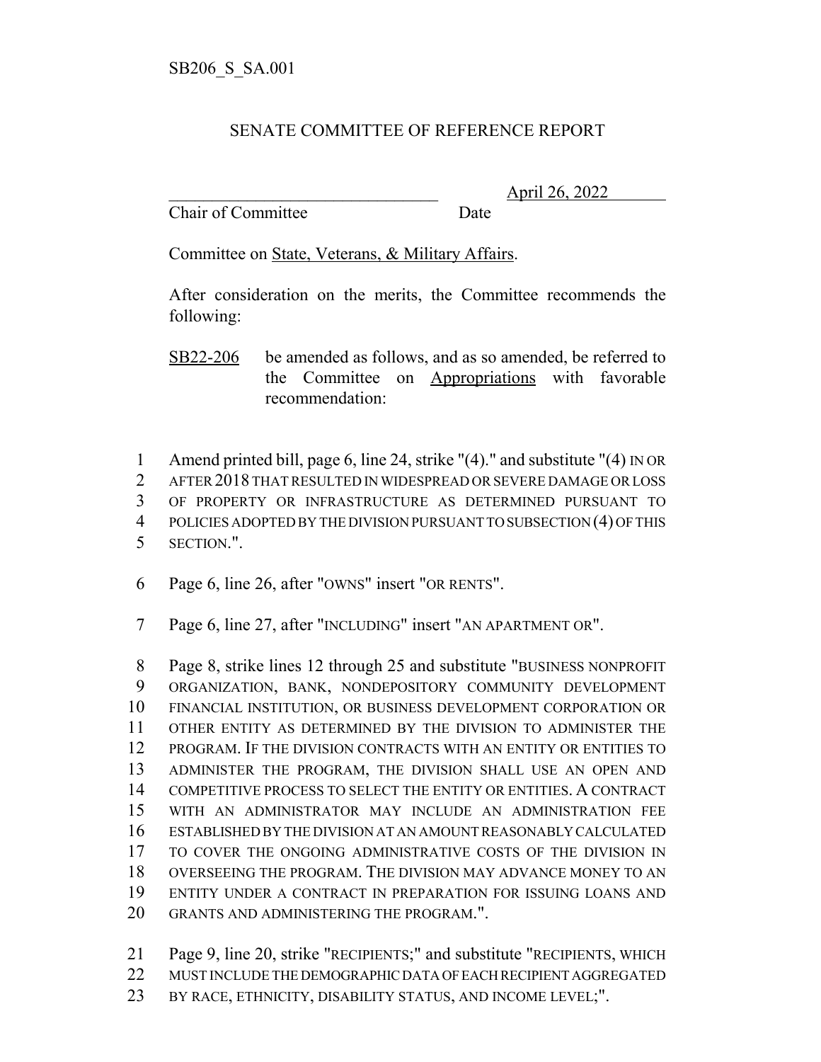SB206_S_SA.001

# SENATE COMMITTEE OF REFERENCE REPORT

_______________________________ April 26, 2022

Chair of Committee Date

Committee on State, Veterans, & Military Affairs.

After consideration on the merits, the Committee recommends the following:

SB22-206 be amended as follows, and as so amended, be referred to the Committee on Appropriations with favorable recommendation:

1 Amend printed bill, page 6, line 24, strike "(4)." and substitute "(4) IN OR
2 AFTER 2018 THAT RESULTED IN WIDESPREAD OR SEVERE DAMAGE OR LOSS
3 OF PROPERTY OR INFRASTRUCTURE AS DETERMINED PURSUANT TO
4 POLICIES ADOPTED BY THE DIVISION PURSUANT TO SUBSECTION (4) OF THIS
5 SECTION.".

6 Page 6, line 26, after "OWNS" insert "OR RENTS".

7 Page 6, line 27, after "INCLUDING" insert "AN APARTMENT OR".

8 Page 8, strike lines 12 through 25 and substitute "BUSINESS NONPROFIT
9 ORGANIZATION, BANK, NONDEPOSITORY COMMUNITY DEVELOPMENT
10 FINANCIAL INSTITUTION, OR BUSINESS DEVELOPMENT CORPORATION OR
11 OTHER ENTITY AS DETERMINED BY THE DIVISION TO ADMINISTER THE
12 PROGRAM. IF THE DIVISION CONTRACTS WITH AN ENTITY OR ENTITIES TO
13 ADMINISTER THE PROGRAM, THE DIVISION SHALL USE AN OPEN AND
14 COMPETITIVE PROCESS TO SELECT THE ENTITY OR ENTITIES. A CONTRACT
15 WITH AN ADMINISTRATOR MAY INCLUDE AN ADMINISTRATION FEE
16 ESTABLISHED BY THE DIVISION AT AN AMOUNT REASONABLY CALCULATED
17 TO COVER THE ONGOING ADMINISTRATIVE COSTS OF THE DIVISION IN
18 OVERSEEING THE PROGRAM. THE DIVISION MAY ADVANCE MONEY TO AN
19 ENTITY UNDER A CONTRACT IN PREPARATION FOR ISSUING LOANS AND
20 GRANTS AND ADMINISTERING THE PROGRAM.".

21 Page 9, line 20, strike "RECIPIENTS;" and substitute "RECIPIENTS, WHICH
22 MUST INCLUDE THE DEMOGRAPHIC DATA OF EACH RECIPIENT AGGREGATED
23 BY RACE, ETHNICITY, DISABILITY STATUS, AND INCOME LEVEL;".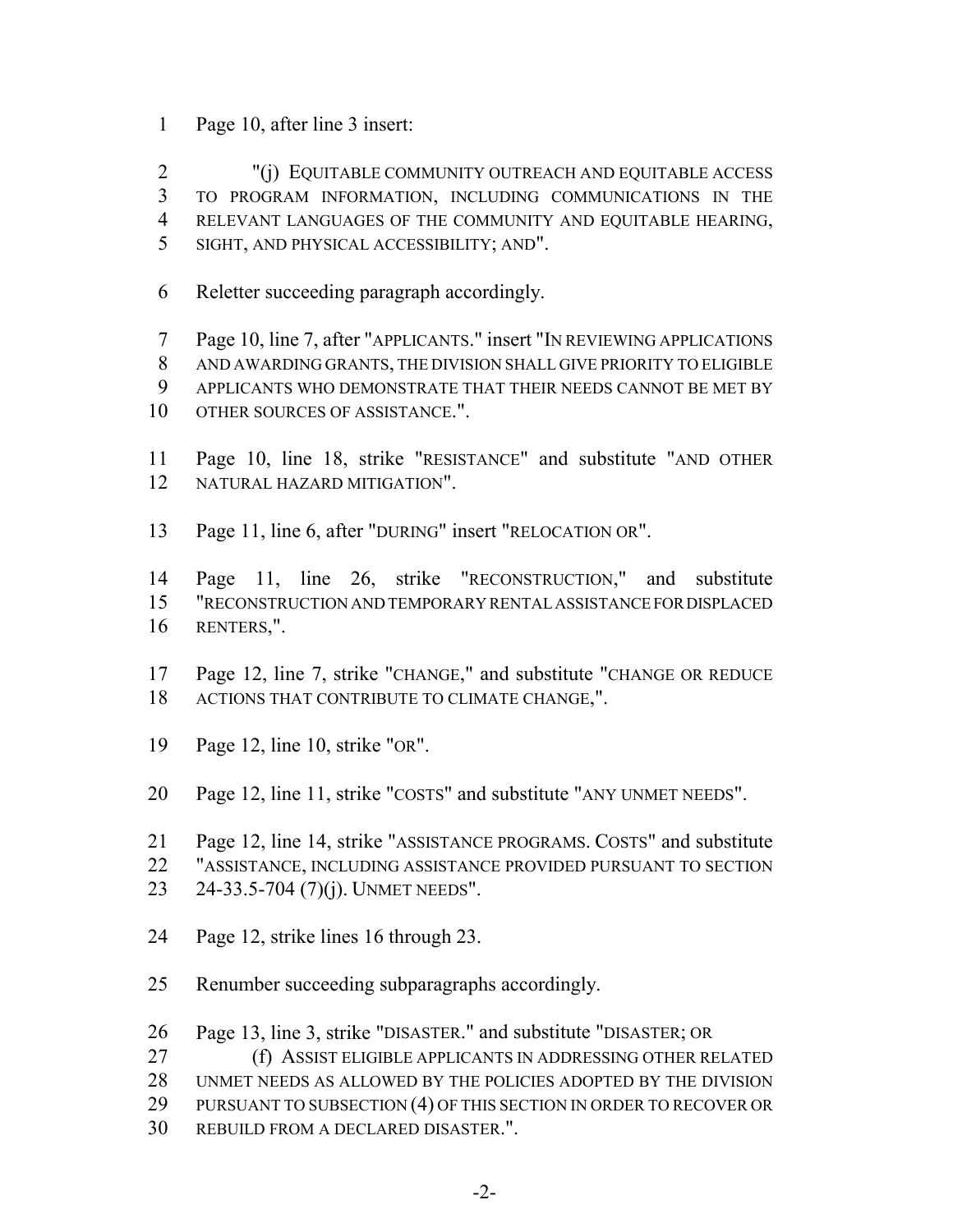Page 10, after line 3 insert:

"(j) EQUITABLE COMMUNITY OUTREACH AND EQUITABLE ACCESS TO PROGRAM INFORMATION, INCLUDING COMMUNICATIONS IN THE RELEVANT LANGUAGES OF THE COMMUNITY AND EQUITABLE HEARING, SIGHT, AND PHYSICAL ACCESSIBILITY; AND".

Reletter succeeding paragraph accordingly.

Page 10, line 7, after "APPLICANTS." insert "IN REVIEWING APPLICATIONS AND AWARDING GRANTS, THE DIVISION SHALL GIVE PRIORITY TO ELIGIBLE APPLICANTS WHO DEMONSTRATE THAT THEIR NEEDS CANNOT BE MET BY OTHER SOURCES OF ASSISTANCE.".

Page 10, line 18, strike "RESISTANCE" and substitute "AND OTHER NATURAL HAZARD MITIGATION".

Page 11, line 6, after "DURING" insert "RELOCATION OR".

Page 11, line 26, strike "RECONSTRUCTION," and substitute "RECONSTRUCTION AND TEMPORARY RENTAL ASSISTANCE FOR DISPLACED RENTERS,".

Page 12, line 7, strike "CHANGE," and substitute "CHANGE OR REDUCE ACTIONS THAT CONTRIBUTE TO CLIMATE CHANGE,".

Page 12, line 10, strike "OR".

Page 12, line 11, strike "COSTS" and substitute "ANY UNMET NEEDS".

Page 12, line 14, strike "ASSISTANCE PROGRAMS. COSTS" and substitute "ASSISTANCE, INCLUDING ASSISTANCE PROVIDED PURSUANT TO SECTION 24-33.5-704 (7)(j). UNMET NEEDS".

Page 12, strike lines 16 through 23.

Renumber succeeding subparagraphs accordingly.

Page 13, line 3, strike "DISASTER." and substitute "DISASTER; OR

(f) ASSIST ELIGIBLE APPLICANTS IN ADDRESSING OTHER RELATED UNMET NEEDS AS ALLOWED BY THE POLICIES ADOPTED BY THE DIVISION PURSUANT TO SUBSECTION (4) OF THIS SECTION IN ORDER TO RECOVER OR REBUILD FROM A DECLARED DISASTER.".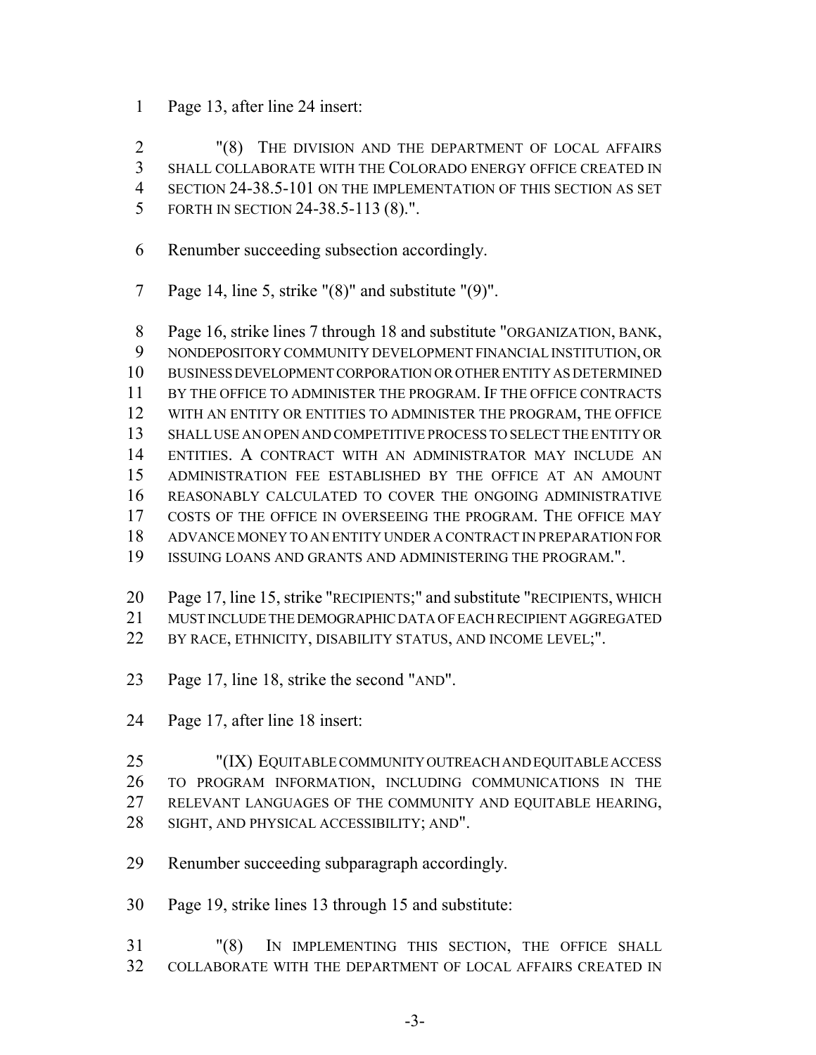1 Page 13, after line 24 insert:

2 "(8) THE DIVISION AND THE DEPARTMENT OF LOCAL AFFAIRS
3 SHALL COLLABORATE WITH THE COLORADO ENERGY OFFICE CREATED IN
4 SECTION 24-38.5-101 ON THE IMPLEMENTATION OF THIS SECTION AS SET
5 FORTH IN SECTION 24-38.5-113 (8).".

6 Renumber succeeding subsection accordingly.

7 Page 14, line 5, strike "(8)" and substitute "(9)".

8 Page 16, strike lines 7 through 18 and substitute "ORGANIZATION, BANK,
9 NONDEPOSITORY COMMUNITY DEVELOPMENT FINANCIAL INSTITUTION, OR
10 BUSINESS DEVELOPMENT CORPORATION OR OTHER ENTITY AS DETERMINED
11 BY THE OFFICE TO ADMINISTER THE PROGRAM. IF THE OFFICE CONTRACTS
12 WITH AN ENTITY OR ENTITIES TO ADMINISTER THE PROGRAM, THE OFFICE
13 SHALL USE AN OPEN AND COMPETITIVE PROCESS TO SELECT THE ENTITY OR
14 ENTITIES. A CONTRACT WITH AN ADMINISTRATOR MAY INCLUDE AN
15 ADMINISTRATION FEE ESTABLISHED BY THE OFFICE AT AN AMOUNT
16 REASONABLY CALCULATED TO COVER THE ONGOING ADMINISTRATIVE
17 COSTS OF THE OFFICE IN OVERSEEING THE PROGRAM. THE OFFICE MAY
18 ADVANCE MONEY TO AN ENTITY UNDER A CONTRACT IN PREPARATION FOR
19 ISSUING LOANS AND GRANTS AND ADMINISTERING THE PROGRAM.".

20 Page 17, line 15, strike "RECIPIENTS;" and substitute "RECIPIENTS, WHICH
21 MUST INCLUDE THE DEMOGRAPHIC DATA OF EACH RECIPIENT AGGREGATED
22 BY RACE, ETHNICITY, DISABILITY STATUS, AND INCOME LEVEL;".

23 Page 17, line 18, strike the second "AND".

24 Page 17, after line 18 insert:

25 "(IX) EQUITABLE COMMUNITY OUTREACH AND EQUITABLE ACCESS
26 TO PROGRAM INFORMATION, INCLUDING COMMUNICATIONS IN THE
27 RELEVANT LANGUAGES OF THE COMMUNITY AND EQUITABLE HEARING,
28 SIGHT, AND PHYSICAL ACCESSIBILITY; AND".

29 Renumber succeeding subparagraph accordingly.

30 Page 19, strike lines 13 through 15 and substitute:

31 "(8) IN IMPLEMENTING THIS SECTION, THE OFFICE SHALL
32 COLLABORATE WITH THE DEPARTMENT OF LOCAL AFFAIRS CREATED IN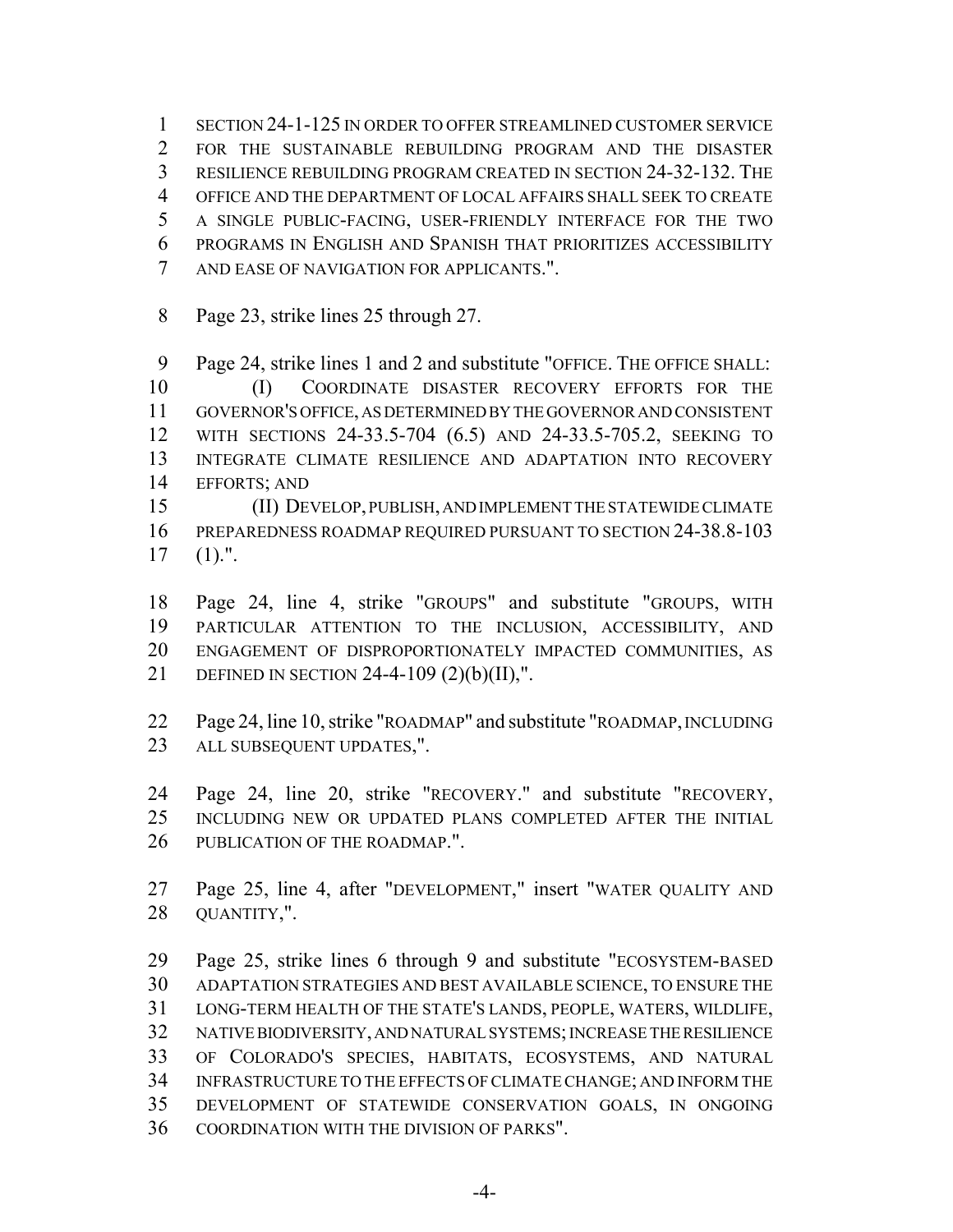SECTION 24-1-125 IN ORDER TO OFFER STREAMLINED CUSTOMER SERVICE FOR THE SUSTAINABLE REBUILDING PROGRAM AND THE DISASTER RESILIENCE REBUILDING PROGRAM CREATED IN SECTION 24-32-132. THE OFFICE AND THE DEPARTMENT OF LOCAL AFFAIRS SHALL SEEK TO CREATE A SINGLE PUBLIC-FACING, USER-FRIENDLY INTERFACE FOR THE TWO PROGRAMS IN ENGLISH AND SPANISH THAT PRIORITIZES ACCESSIBILITY AND EASE OF NAVIGATION FOR APPLICANTS.".

Page 23, strike lines 25 through 27.

Page 24, strike lines 1 and 2 and substitute "OFFICE. THE OFFICE SHALL:

(I) COORDINATE DISASTER RECOVERY EFFORTS FOR THE GOVERNOR'S OFFICE, AS DETERMINED BY THE GOVERNOR AND CONSISTENT WITH SECTIONS 24-33.5-704 (6.5) AND 24-33.5-705.2, SEEKING TO INTEGRATE CLIMATE RESILIENCE AND ADAPTATION INTO RECOVERY EFFORTS; AND

(II) DEVELOP, PUBLISH, AND IMPLEMENT THE STATEWIDE CLIMATE PREPAREDNESS ROADMAP REQUIRED PURSUANT TO SECTION 24-38.8-103 (1).".

Page 24, line 4, strike "GROUPS" and substitute "GROUPS, WITH PARTICULAR ATTENTION TO THE INCLUSION, ACCESSIBILITY, AND ENGAGEMENT OF DISPROPORTIONATELY IMPACTED COMMUNITIES, AS DEFINED IN SECTION 24-4-109 (2)(b)(II),".

Page 24, line 10, strike "ROADMAP" and substitute "ROADMAP, INCLUDING ALL SUBSEQUENT UPDATES,".

Page 24, line 20, strike "RECOVERY." and substitute "RECOVERY, INCLUDING NEW OR UPDATED PLANS COMPLETED AFTER THE INITIAL PUBLICATION OF THE ROADMAP.".

Page 25, line 4, after "DEVELOPMENT," insert "WATER QUALITY AND QUANTITY,".

Page 25, strike lines 6 through 9 and substitute "ECOSYSTEM-BASED ADAPTATION STRATEGIES AND BEST AVAILABLE SCIENCE, TO ENSURE THE LONG-TERM HEALTH OF THE STATE'S LANDS, PEOPLE, WATERS, WILDLIFE, NATIVE BIODIVERSITY, AND NATURAL SYSTEMS; INCREASE THE RESILIENCE OF COLORADO'S SPECIES, HABITATS, ECOSYSTEMS, AND NATURAL INFRASTRUCTURE TO THE EFFECTS OF CLIMATE CHANGE; AND INFORM THE DEVELOPMENT OF STATEWIDE CONSERVATION GOALS, IN ONGOING COORDINATION WITH THE DIVISION OF PARKS".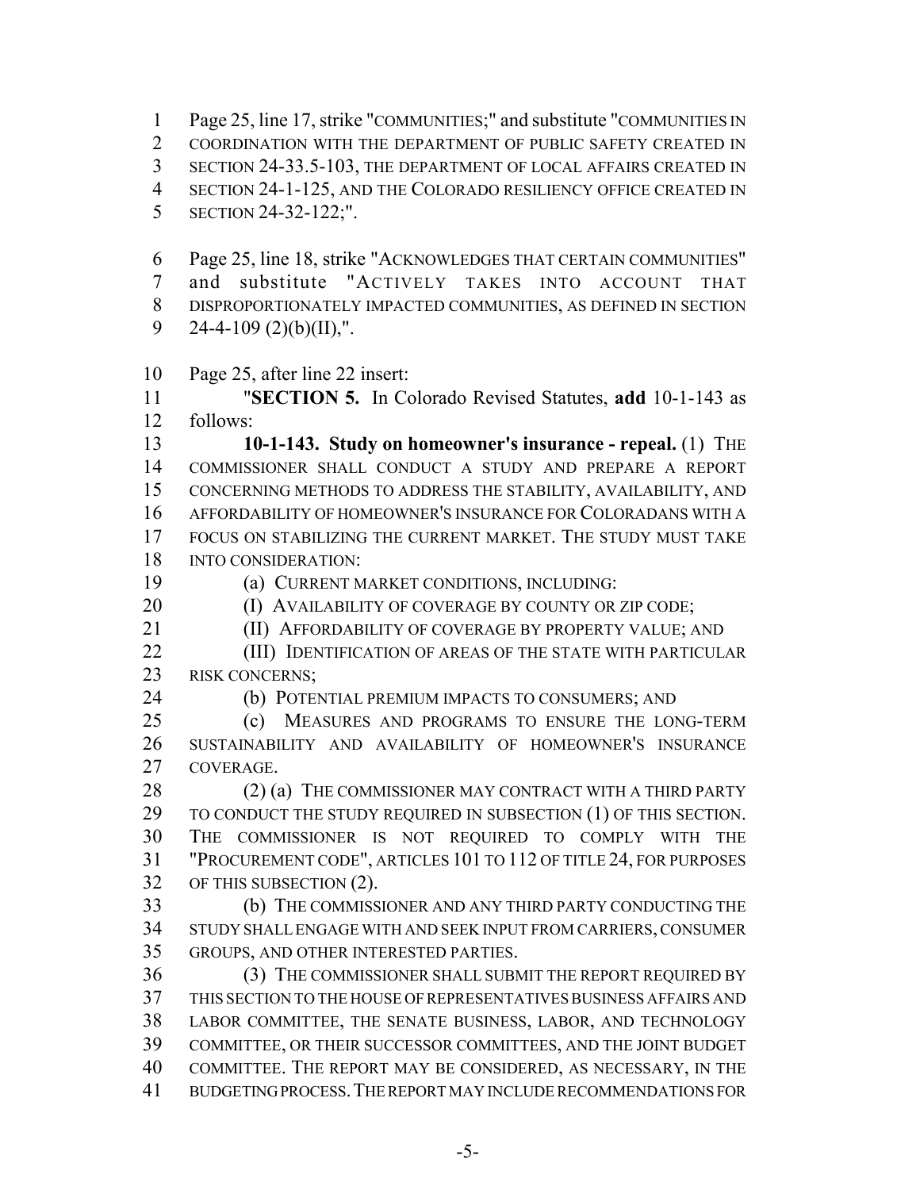Page 25, line 17, strike "COMMUNITIES;" and substitute "COMMUNITIES IN COORDINATION WITH THE DEPARTMENT OF PUBLIC SAFETY CREATED IN SECTION 24-33.5-103, THE DEPARTMENT OF LOCAL AFFAIRS CREATED IN SECTION 24-1-125, AND THE COLORADO RESILIENCY OFFICE CREATED IN SECTION 24-32-122;".

Page 25, line 18, strike "ACKNOWLEDGES THAT CERTAIN COMMUNITIES" and substitute "ACTIVELY TAKES INTO ACCOUNT THAT DISPROPORTIONATELY IMPACTED COMMUNITIES, AS DEFINED IN SECTION 24-4-109 (2)(b)(II),".

Page 25, after line 22 insert:

"**SECTION 5.** In Colorado Revised Statutes, **add** 10-1-143 as follows:

**10-1-143. Study on homeowner's insurance - repeal.** (1) THE COMMISSIONER SHALL CONDUCT A STUDY AND PREPARE A REPORT CONCERNING METHODS TO ADDRESS THE STABILITY, AVAILABILITY, AND AFFORDABILITY OF HOMEOWNER'S INSURANCE FOR COLORADANS WITH A FOCUS ON STABILIZING THE CURRENT MARKET. THE STUDY MUST TAKE INTO CONSIDERATION:

(a) CURRENT MARKET CONDITIONS, INCLUDING:

(I) AVAILABILITY OF COVERAGE BY COUNTY OR ZIP CODE;

(II) AFFORDABILITY OF COVERAGE BY PROPERTY VALUE; AND

(III) IDENTIFICATION OF AREAS OF THE STATE WITH PARTICULAR RISK CONCERNS;

(b) POTENTIAL PREMIUM IMPACTS TO CONSUMERS; AND

(c) MEASURES AND PROGRAMS TO ENSURE THE LONG-TERM SUSTAINABILITY AND AVAILABILITY OF HOMEOWNER'S INSURANCE COVERAGE.

(2) (a) THE COMMISSIONER MAY CONTRACT WITH A THIRD PARTY TO CONDUCT THE STUDY REQUIRED IN SUBSECTION (1) OF THIS SECTION. THE COMMISSIONER IS NOT REQUIRED TO COMPLY WITH THE "PROCUREMENT CODE", ARTICLES 101 TO 112 OF TITLE 24, FOR PURPOSES OF THIS SUBSECTION (2).

(b) THE COMMISSIONER AND ANY THIRD PARTY CONDUCTING THE STUDY SHALL ENGAGE WITH AND SEEK INPUT FROM CARRIERS, CONSUMER GROUPS, AND OTHER INTERESTED PARTIES.

(3) THE COMMISSIONER SHALL SUBMIT THE REPORT REQUIRED BY THIS SECTION TO THE HOUSE OF REPRESENTATIVES BUSINESS AFFAIRS AND LABOR COMMITTEE, THE SENATE BUSINESS, LABOR, AND TECHNOLOGY COMMITTEE, OR THEIR SUCCESSOR COMMITTEES, AND THE JOINT BUDGET COMMITTEE. THE REPORT MAY BE CONSIDERED, AS NECESSARY, IN THE BUDGETING PROCESS. THE REPORT MAY INCLUDE RECOMMENDATIONS FOR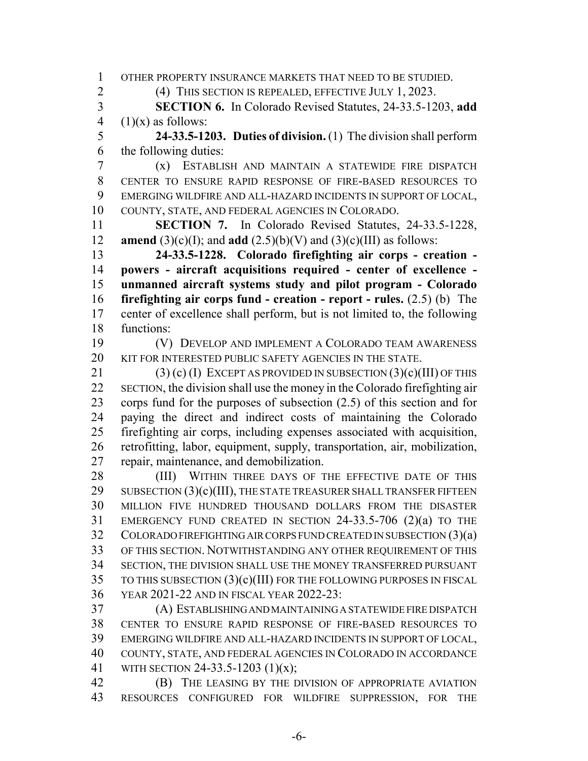OTHER PROPERTY INSURANCE MARKETS THAT NEED TO BE STUDIED.

(4) THIS SECTION IS REPEALED, EFFECTIVE JULY 1, 2023.

**SECTION 6.** In Colorado Revised Statutes, 24-33.5-1203, **add** (1)(x) as follows:

**24-33.5-1203. Duties of division.** (1) The division shall perform the following duties:

(x) ESTABLISH AND MAINTAIN A STATEWIDE FIRE DISPATCH CENTER TO ENSURE RAPID RESPONSE OF FIRE-BASED RESOURCES TO EMERGING WILDFIRE AND ALL-HAZARD INCIDENTS IN SUPPORT OF LOCAL, COUNTY, STATE, AND FEDERAL AGENCIES IN COLORADO.

**SECTION 7.** In Colorado Revised Statutes, 24-33.5-1228, **amend** (3)(c)(I); and **add** (2.5)(b)(V) and (3)(c)(III) as follows:

**24-33.5-1228. Colorado firefighting air corps - creation - powers - aircraft acquisitions required - center of excellence - unmanned aircraft systems study and pilot program - Colorado firefighting air corps fund - creation - report - rules.** (2.5) (b) The center of excellence shall perform, but is not limited to, the following functions:

(V) DEVELOP AND IMPLEMENT A COLORADO TEAM AWARENESS KIT FOR INTERESTED PUBLIC SAFETY AGENCIES IN THE STATE.

(3) (c) (I) EXCEPT AS PROVIDED IN SUBSECTION (3)(c)(III) OF THIS SECTION, the division shall use the money in the Colorado firefighting air corps fund for the purposes of subsection (2.5) of this section and for paying the direct and indirect costs of maintaining the Colorado firefighting air corps, including expenses associated with acquisition, retrofitting, labor, equipment, supply, transportation, air, mobilization, repair, maintenance, and demobilization.

(III) WITHIN THREE DAYS OF THE EFFECTIVE DATE OF THIS SUBSECTION (3)(c)(III), THE STATE TREASURER SHALL TRANSFER FIFTEEN MILLION FIVE HUNDRED THOUSAND DOLLARS FROM THE DISASTER EMERGENCY FUND CREATED IN SECTION 24-33.5-706 (2)(a) TO THE COLORADO FIREFIGHTING AIR CORPS FUND CREATED IN SUBSECTION (3)(a) OF THIS SECTION. NOTWITHSTANDING ANY OTHER REQUIREMENT OF THIS SECTION, THE DIVISION SHALL USE THE MONEY TRANSFERRED PURSUANT TO THIS SUBSECTION (3)(c)(III) FOR THE FOLLOWING PURPOSES IN FISCAL YEAR 2021-22 AND IN FISCAL YEAR 2022-23:

(A) ESTABLISHING AND MAINTAINING A STATEWIDE FIRE DISPATCH CENTER TO ENSURE RAPID RESPONSE OF FIRE-BASED RESOURCES TO EMERGING WILDFIRE AND ALL-HAZARD INCIDENTS IN SUPPORT OF LOCAL, COUNTY, STATE, AND FEDERAL AGENCIES IN COLORADO IN ACCORDANCE WITH SECTION 24-33.5-1203 (1)(x);

(B) THE LEASING BY THE DIVISION OF APPROPRIATE AVIATION RESOURCES CONFIGURED FOR WILDFIRE SUPPRESSION, FOR THE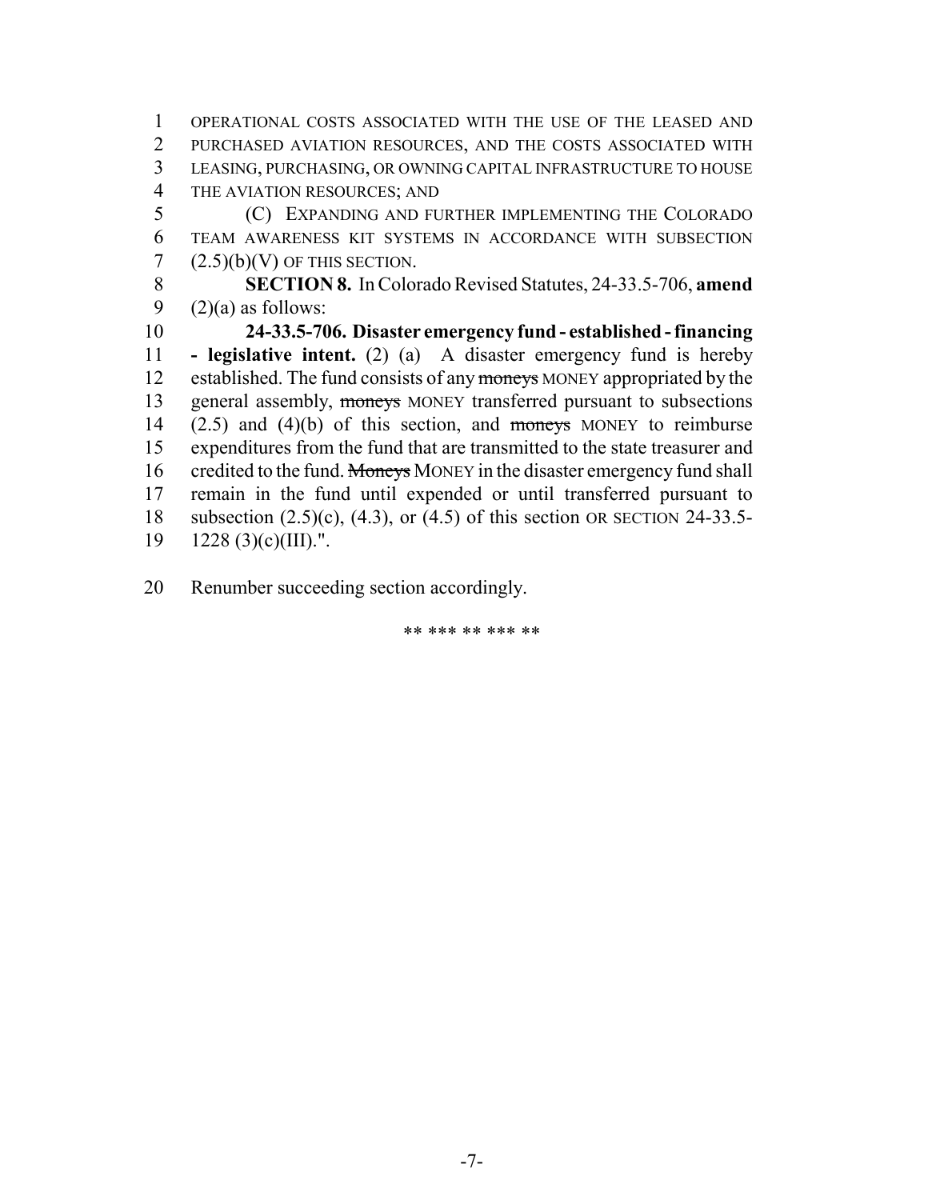OPERATIONAL COSTS ASSOCIATED WITH THE USE OF THE LEASED AND PURCHASED AVIATION RESOURCES, AND THE COSTS ASSOCIATED WITH LEASING, PURCHASING, OR OWNING CAPITAL INFRASTRUCTURE TO HOUSE THE AVIATION RESOURCES; AND

(C) EXPANDING AND FURTHER IMPLEMENTING THE COLORADO TEAM AWARENESS KIT SYSTEMS IN ACCORDANCE WITH SUBSECTION (2.5)(b)(V) OF THIS SECTION.

**SECTION 8.** In Colorado Revised Statutes, 24-33.5-706, **amend** (2)(a) as follows:

**24-33.5-706. Disaster emergency fund - established - financing - legislative intent.** (2) (a) A disaster emergency fund is hereby established. The fund consists of any ~~moneys~~ MONEY appropriated by the general assembly, ~~moneys~~ MONEY transferred pursuant to subsections (2.5) and (4)(b) of this section, and ~~moneys~~ MONEY to reimburse expenditures from the fund that are transmitted to the state treasurer and credited to the fund. ~~Moneys~~ MONEY in the disaster emergency fund shall remain in the fund until expended or until transferred pursuant to subsection (2.5)(c), (4.3), or (4.5) of this section OR SECTION 24-33.5-1228 (3)(c)(III).".

Renumber succeeding section accordingly.

** *** ** *** **